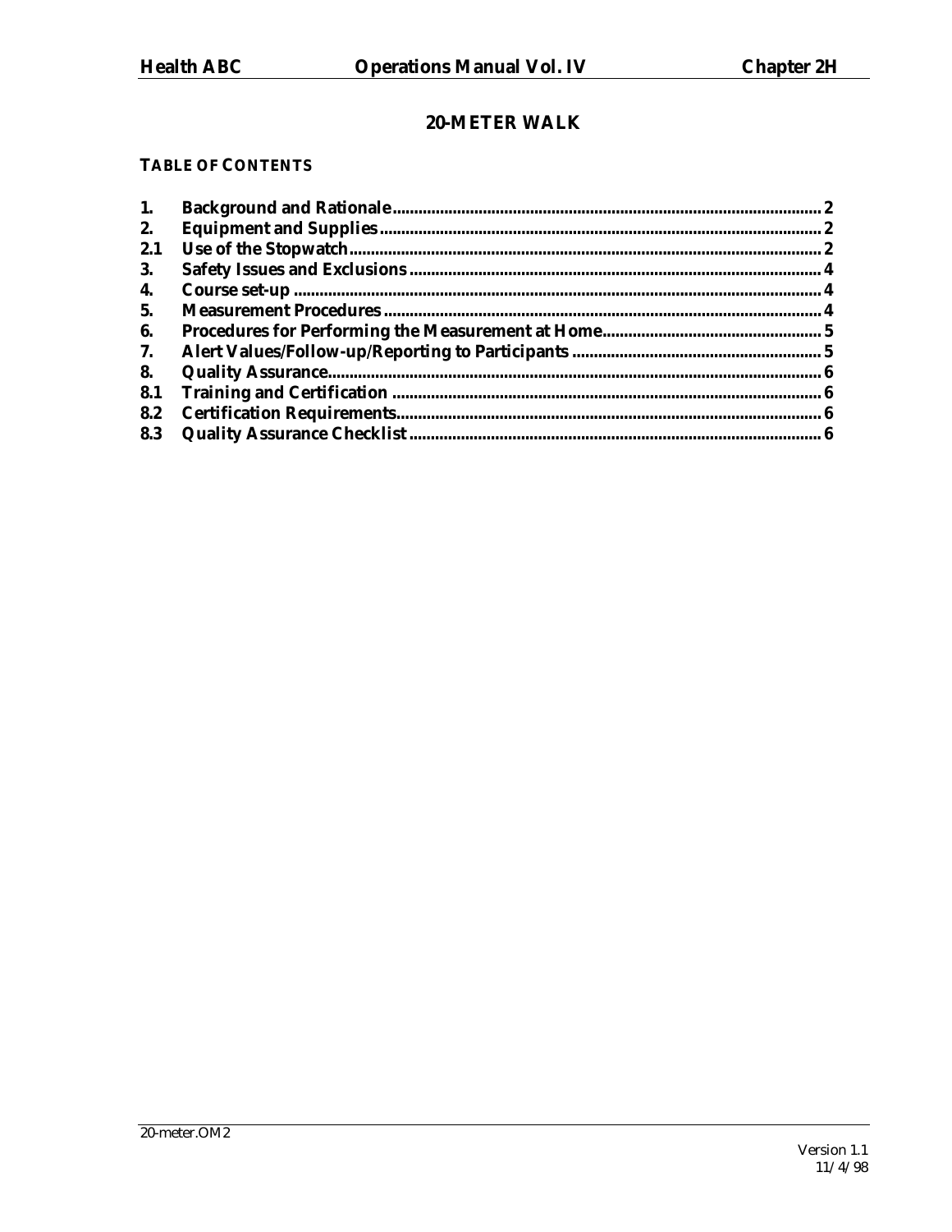# 20-METER WALK

## TABLE OF CONTENTS

| | | |
|---|---|---|
| 1. | Background and Rationale | 2 |
| 2. | Equipment and Supplies | 2 |
| 2.1 | Use of the Stopwatch | 2 |
| 3. | Safety Issues and Exclusions | 4 |
| 4. | Course set-up | 4 |
| 5. | Measurement Procedures | 4 |
| 6. | Procedures for Performing the Measurement at Home | 5 |
| 7. | Alert Values/Follow-up/Reporting to Participants | 5 |
| 8. | Quality Assurance | 6 |
| 8.1 | Training and Certification | 6 |
| 8.2 | Certification Requirements | 6 |
| 8.3 | Quality Assurance Checklist | 6 |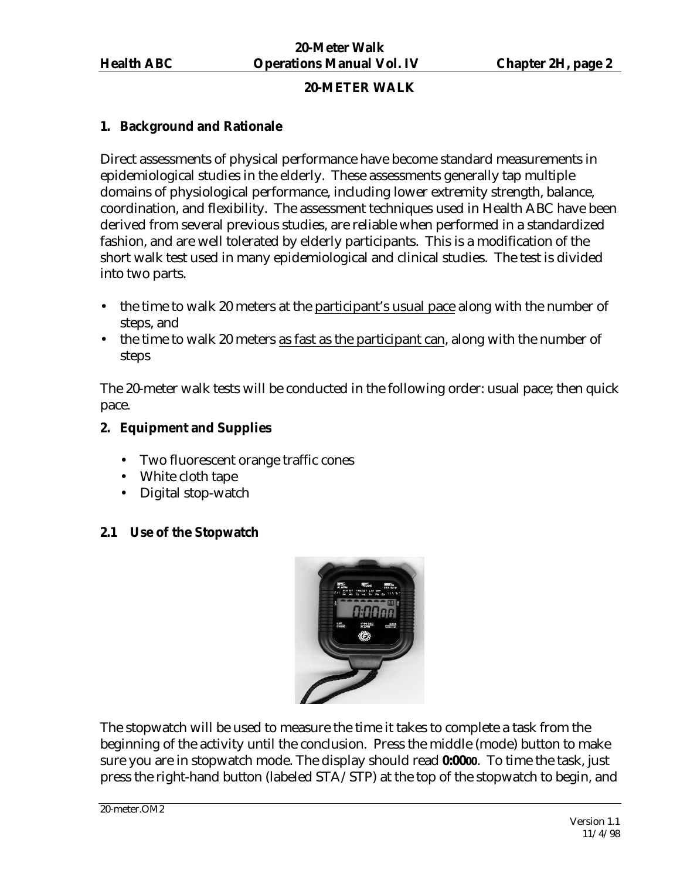## 20-METER WALK

### 1. Background and Rationale

Direct assessments of physical performance have become standard measurements in epidemiological studies in the elderly. These assessments generally tap multiple domains of physiological performance, including lower extremity strength, balance, coordination, and flexibility. The assessment techniques used in Health ABC have been derived from several previous studies, are reliable when performed in a standardized fashion, and are well tolerated by elderly participants. This is a modification of the short walk test used in many epidemiological and clinical studies. The test is divided into two parts.

- the time to walk 20 meters at the participant's usual pace along with the number of steps, and
- the time to walk 20 meters as fast as the participant can, along with the number of steps

The 20-meter walk tests will be conducted in the following order: usual pace; then quick pace.

### 2. Equipment and Supplies

- Two fluorescent orange traffic cones
- White cloth tape
- Digital stop-watch

#### 2.1 Use of the Stopwatch

The stopwatch will be used to measure the time it takes to complete a task from the beginning of the activity until the conclusion. Press the middle (mode) button to make sure you are in stopwatch mode. The display should read **0:0000**. To time the task, just press the right-hand button (labeled STA/STP) at the top of the stopwatch to begin, and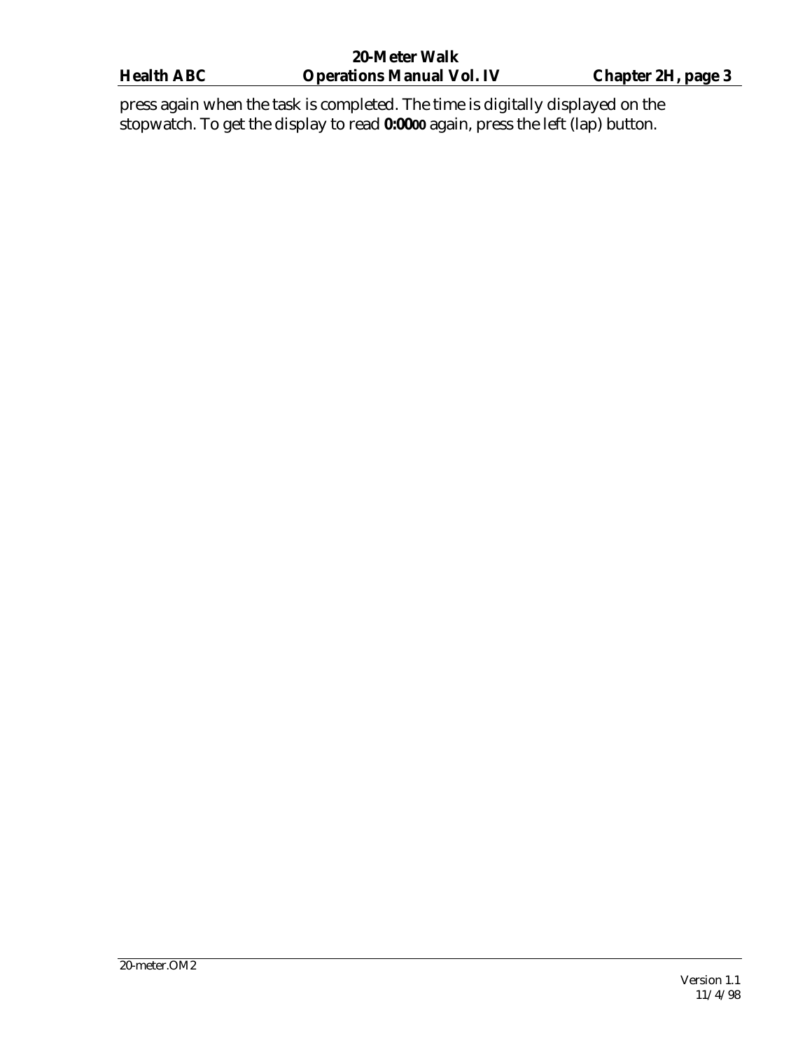press again when the task is completed. The time is digitally displayed on the stopwatch. To get the display to read **0:0000** again, press the left (lap) button.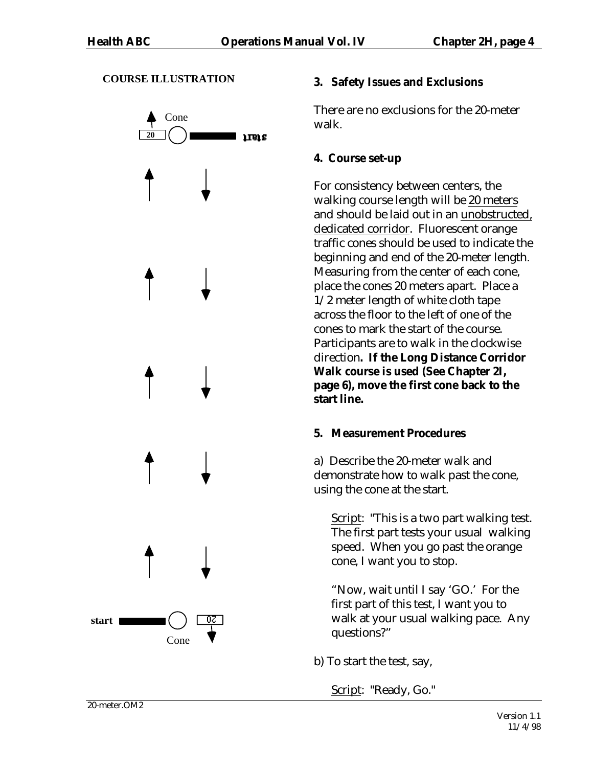**COURSE ILLUSTRATION**

Cone

20

start

start

20

Cone

### 3. Safety Issues and Exclusions

There are no exclusions for the 20-meter walk.

### 4. Course set-up

For consistency between centers, the walking course length will be <u>20 meters</u> and should be laid out in an <u>unobstructed, dedicated corridor</u>. Fluorescent orange traffic cones should be used to indicate the beginning and end of the 20-meter length. Measuring from the center of each cone, place the cones 20 meters apart. Place a 1/2 meter length of white cloth tape across the floor to the left of one of the cones to mark the start of the course. Participants are to walk in the clockwise direction**. If the Long Distance Corridor Walk course is used (See Chapter 2I, page 6), move the first cone back to the start line.**

### 5. Measurement Procedures

a) Describe the 20-meter walk and demonstrate how to walk past the cone, using the cone at the start.

> <u>Script</u>: "This is a two part walking test. The first part tests your usual walking speed. When you go past the orange cone, I want you to stop.
>
> "Now, wait until I say 'GO.' For the first part of this test, I want you to walk at your usual walking pace. Any questions?"

b) To start the test, say,

> <u>Script</u>: "Ready, Go."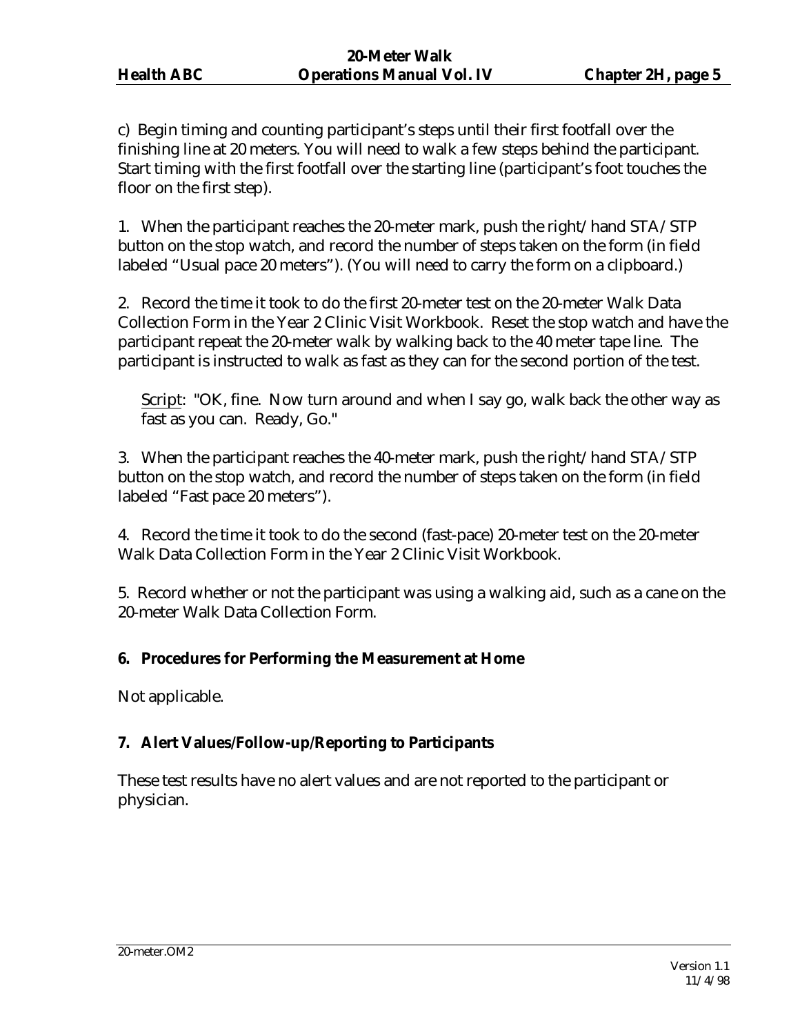c) Begin timing and counting participant's steps until their first footfall over the finishing line at 20 meters. You will need to walk a few steps behind the participant. Start timing with the first footfall over the starting line (participant's foot touches the floor on the first step).

1. When the participant reaches the 20-meter mark, push the right/hand STA/STP button on the stop watch, and record the number of steps taken on the form (in field labeled "Usual pace 20 meters"). (You will need to carry the form on a clipboard.)

2. Record the time it took to do the first 20-meter test on the 20-meter Walk Data Collection Form in the Year 2 Clinic Visit Workbook. Reset the stop watch and have the participant repeat the 20-meter walk by walking back to the 40 meter tape line. The participant is instructed to walk as fast as they can for the second portion of the test.

> Script: "OK, fine. Now turn around and when I say go, walk back the other way as fast as you can. Ready, Go."

3. When the participant reaches the 40-meter mark, push the right/hand STA/STP button on the stop watch, and record the number of steps taken on the form (in field labeled "Fast pace 20 meters").

4. Record the time it took to do the second (fast-pace) 20-meter test on the 20-meter Walk Data Collection Form in the Year 2 Clinic Visit Workbook.

5. Record whether or not the participant was using a walking aid, such as a cane on the 20-meter Walk Data Collection Form.

## 6. Procedures for Performing the Measurement at Home

Not applicable.

## 7. Alert Values/Follow-up/Reporting to Participants

These test results have no alert values and are not reported to the participant or physician.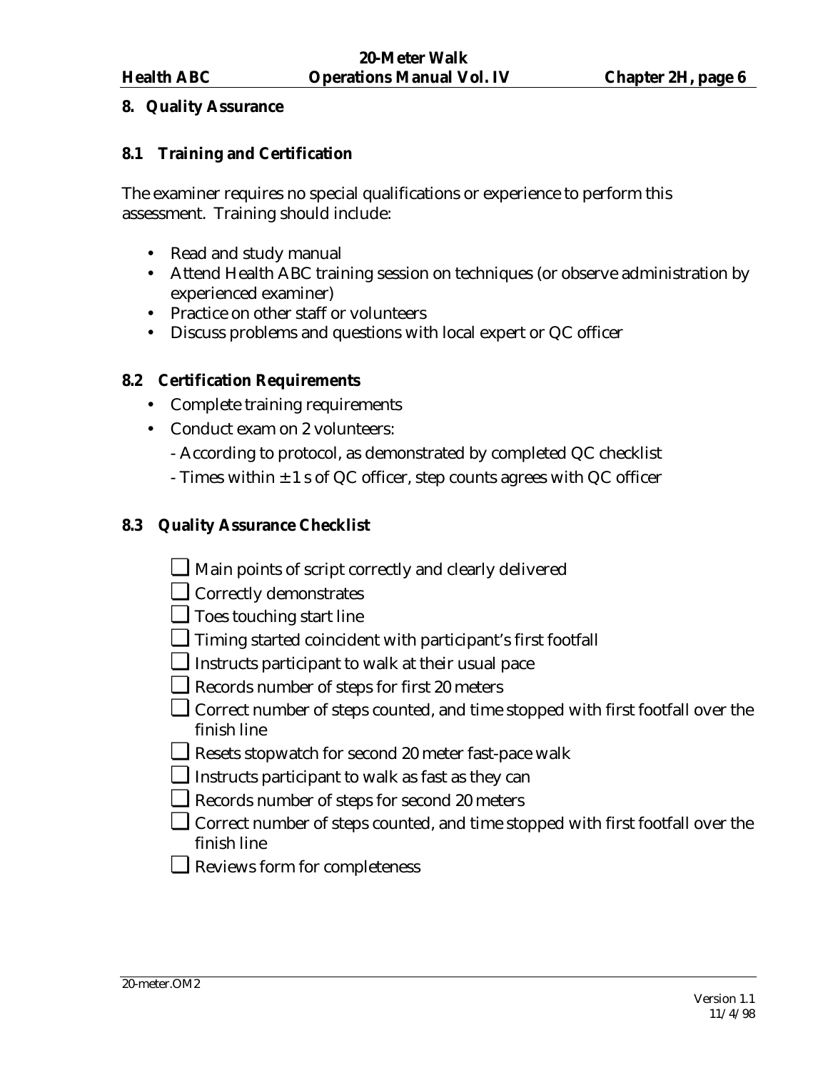## 8. Quality Assurance

### 8.1 Training and Certification

The examiner requires no special qualifications or experience to perform this assessment. Training should include:

- Read and study manual
- Attend Health ABC training session on techniques (or observe administration by experienced examiner)
- Practice on other staff or volunteers
- Discuss problems and questions with local expert or QC officer

### 8.2 Certification Requirements

- Complete training requirements
- Conduct exam on 2 volunteers:
  - According to protocol, as demonstrated by completed QC checklist
  - Times within ± 1 s of QC officer, step counts agrees with QC officer

### 8.3 Quality Assurance Checklist

- ☐ Main points of script correctly and clearly delivered
- ☐ Correctly demonstrates
- ☐ Toes touching start line
- ☐ Timing started coincident with participant's first footfall
- ☐ Instructs participant to walk at their usual pace
- ☐ Records number of steps for first 20 meters
- ☐ Correct number of steps counted, and time stopped with first footfall over the finish line
- ☐ Resets stopwatch for second 20 meter fast-pace walk
- ☐ Instructs participant to walk as fast as they can
- ☐ Records number of steps for second 20 meters
- ☐ Correct number of steps counted, and time stopped with first footfall over the finish line
- ☐ Reviews form for completeness